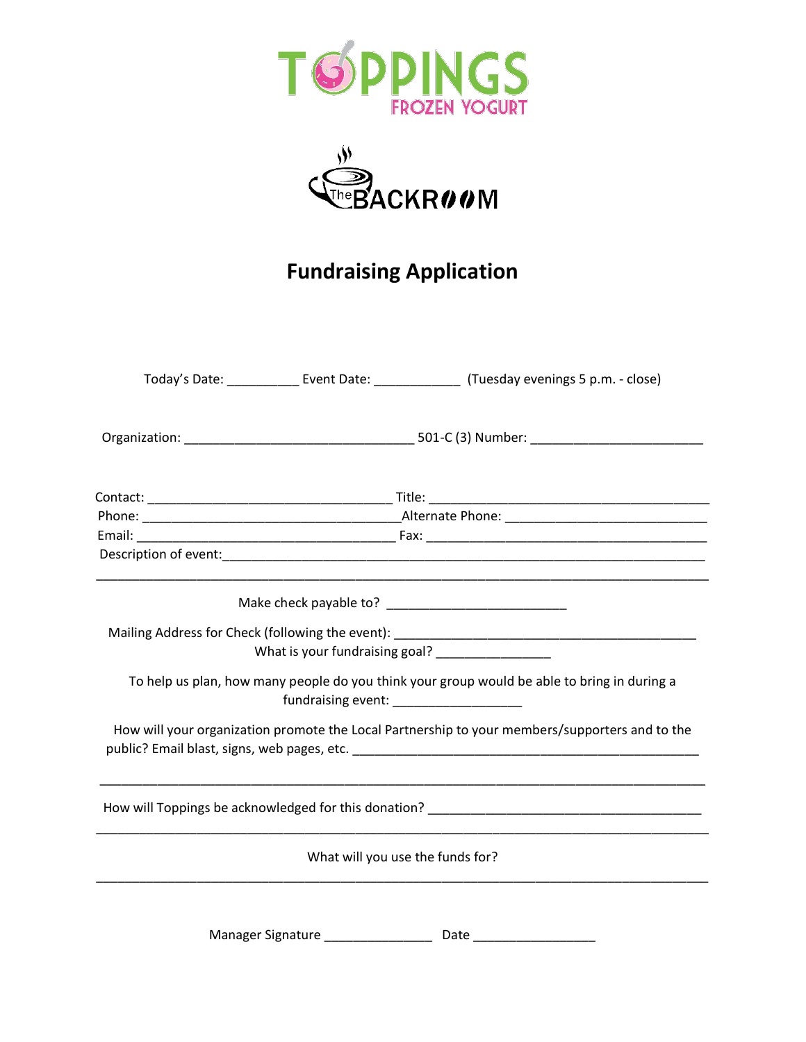TOPPINGS FROZEN YOGURT

The BACKROOM

# Fundraising Application

Today's Date: __________ Event Date: ____________ (Tuesday evenings 5 p.m. - close)

Organization: _______________________________ 501-C (3) Number: _______________________

Contact: _________________________________ Title: _______________________________________

Phone: ___________________________________Alternate Phone: ___________________________

Email: ___________________________________ Fax: _______________________________________

Description of event:_________________________________________________________________

___________________________________________________________________________________

Make check payable to? ________________________

Mailing Address for Check (following the event): _________________________________________

What is your fundraising goal? _______________

To help us plan, how many people do you think your group would be able to bring in during a fundraising event: _________________

How will your organization promote the Local Partnership to your members/supporters and to the public? Email blast, signs, web pages, etc. ______________________________________________

___________________________________________________________________________________

How will Toppings be acknowledged for this donation? _____________________________________

___________________________________________________________________________________

What will you use the funds for?

___________________________________________________________________________________

Manager Signature ______________ Date ________________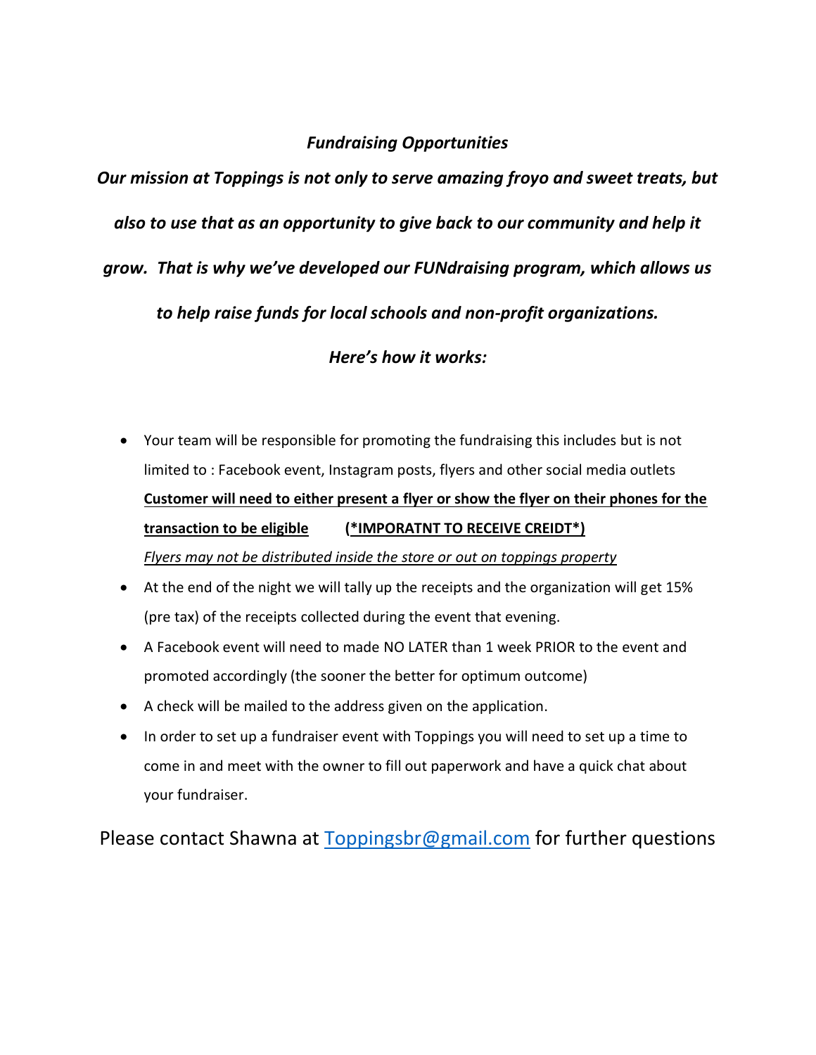***Fundraising Opportunities***

***Our mission at Toppings is not only to serve amazing froyo and sweet treats, but also to use that as an opportunity to give back to our community and help it grow. That is why we've developed our FUNdraising program, which allows us to help raise funds for local schools and non-profit organizations.***

***Here's how it works:***

- Your team will be responsible for promoting the fundraising this includes but is not limited to : Facebook event, Instagram posts, flyers and other social media outlets **<u>Customer will need to either present a flyer or show the flyer on their phones for the transaction to be eligible</u>** **<u>(*IMPORATNT TO RECEIVE CREIDT*)</u>**
  *<u>Flyers may not be distributed inside the store or out on toppings property</u>*
- At the end of the night we will tally up the receipts and the organization will get 15% (pre tax) of the receipts collected during the event that evening.
- A Facebook event will need to made NO LATER than 1 week PRIOR to the event and promoted accordingly (the sooner the better for optimum outcome)
- A check will be mailed to the address given on the application.
- In order to set up a fundraiser event with Toppings you will need to set up a time to come in and meet with the owner to fill out paperwork and have a quick chat about your fundraiser.

Please contact Shawna at [Toppingsbr@gmail.com](mailto:Toppingsbr@gmail.com) for further questions